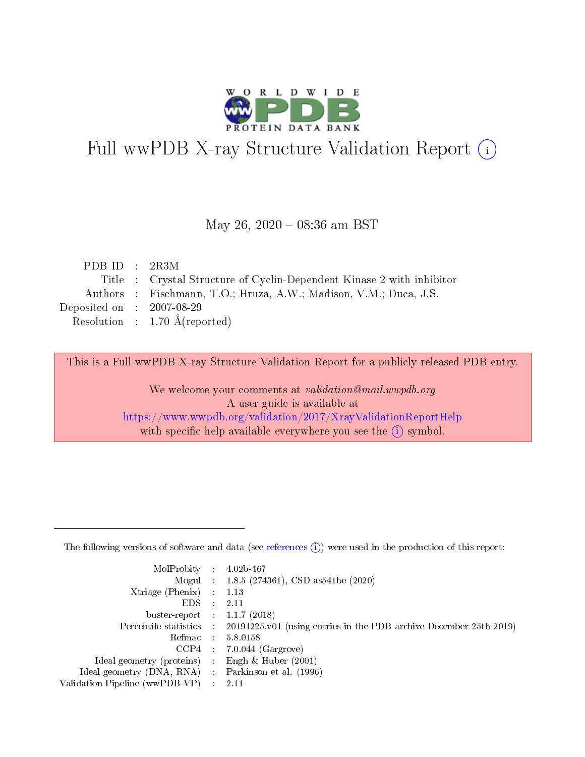# Full wwPDB X-ray Structure Validation Report (i)

May 26, 2020 – 08:36 am BST

| | | |
|---|---|---|
| PDB ID | : | 2R3M |
| Title | : | Crystal Structure of Cyclin-Dependent Kinase 2 with inhibitor |
| Authors | : | Fischmann, T.O.; Hruza, A.W.; Madison, V.M.; Duca, J.S. |
| Deposited on | : | 2007-08-29 |
| Resolution | : | 1.70 Å(reported) |

This is a Full wwPDB X-ray Structure Validation Report for a publicly released PDB entry.

We welcome your comments at *validation@mail.wwpdb.org*
A user guide is available at
https://www.wwpdb.org/validation/2017/XrayValidationReportHelp
with specific help available everywhere you see the (i) symbol.

---

The following versions of software and data (see references (i)) were used in the production of this report:

| | | |
|---|---|---|
| MolProbity | : | 4.02b-467 |
| Mogul | : | 1.8.5 (274361), CSD as541be (2020) |
| Xtriage (Phenix) | : | 1.13 |
| EDS | : | 2.11 |
| buster-report | : | 1.1.7 (2018) |
| Percentile statistics | : | 20191225.v01 (using entries in the PDB archive December 25th 2019) |
| Refmac | : | 5.8.0158 |
| CCP4 | : | 7.0.044 (Gargrove) |
| Ideal geometry (proteins) | : | Engh & Huber (2001) |
| Ideal geometry (DNA, RNA) | : | Parkinson et al. (1996) |
| Validation Pipeline (wwPDB-VP) | : | 2.11 |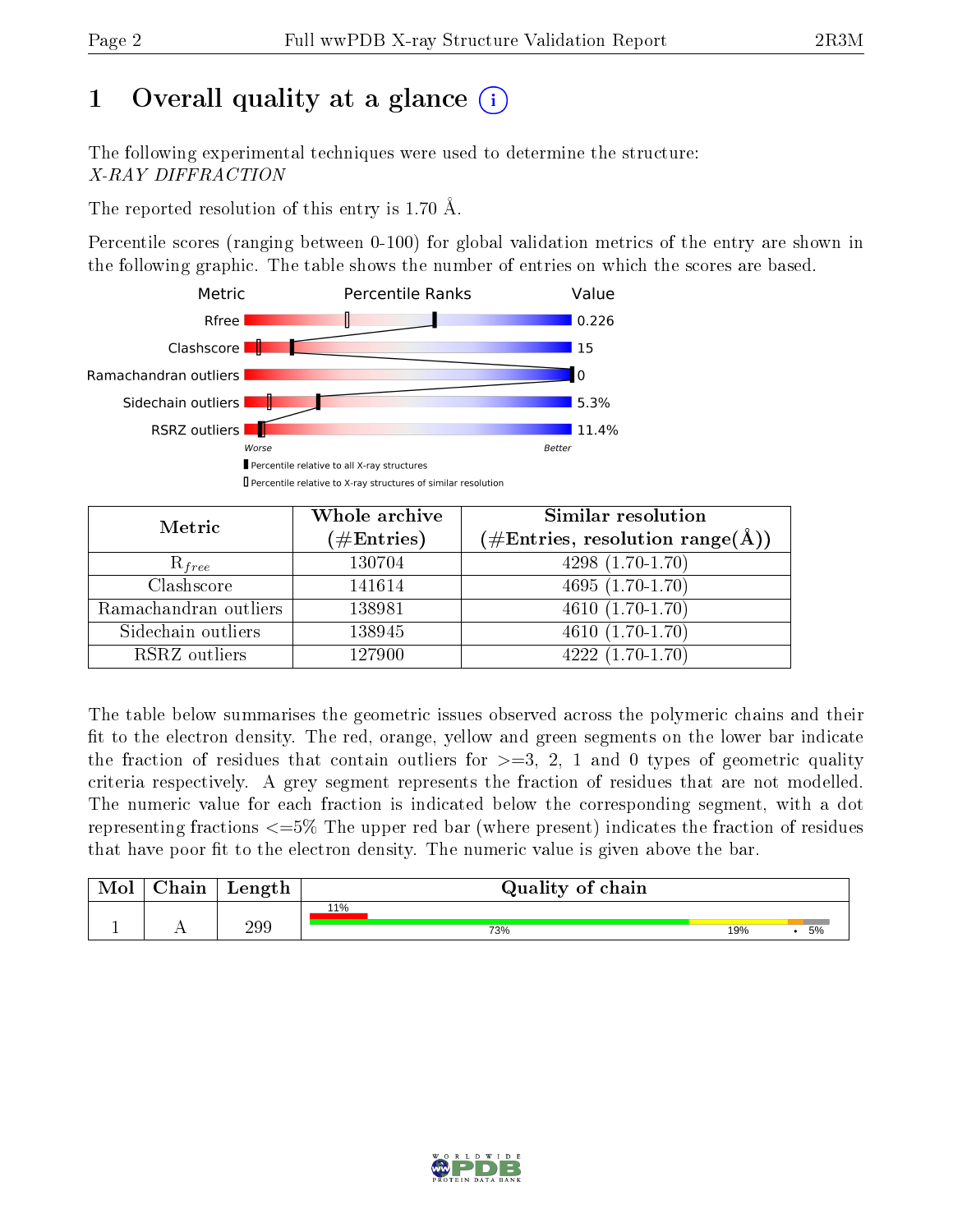# 1 Overall quality at a glance (i)

The following experimental techniques were used to determine the structure:
*X-RAY DIFFRACTION*

The reported resolution of this entry is 1.70 Å.

Percentile scores (ranging between 0-100) for global validation metrics of the entry are shown in the following graphic. The table shows the number of entries on which the scores are based.

| Metric | Value |
|---|---|
| Rfree | 0.226 |
| Clashscore | 15 |
| Ramachandran outliers | 0 |
| Sidechain outliers | 5.3% |
| RSRZ outliers | 11.4% |

Worse — Better

Percentile relative to all X-ray structures

Percentile relative to X-ray structures of similar resolution

| Metric | Whole archive (#Entries) | Similar resolution (#Entries, resolution range(Å)) |
|---|---|---|
| $R_{free}$ | 130704 | 4298 (1.70-1.70) |
| Clashscore | 141614 | 4695 (1.70-1.70) |
| Ramachandran outliers | 138981 | 4610 (1.70-1.70) |
| Sidechain outliers | 138945 | 4610 (1.70-1.70) |
| RSRZ outliers | 127900 | 4222 (1.70-1.70) |

The table below summarises the geometric issues observed across the polymeric chains and their fit to the electron density. The red, orange, yellow and green segments on the lower bar indicate the fraction of residues that contain outliers for >=3, 2, 1 and 0 types of geometric quality criteria respectively. A grey segment represents the fraction of residues that are not modelled. The numeric value for each fraction is indicated below the corresponding segment, with a dot representing fractions <=5% The upper red bar (where present) indicates the fraction of residues that have poor fit to the electron density. The numeric value is given above the bar.

| Mol | Chain | Length | Quality of chain |
|---|---|---|---|
| 1 | A | 299 | 11% (poor fit); 73%, 19%, •, 5% |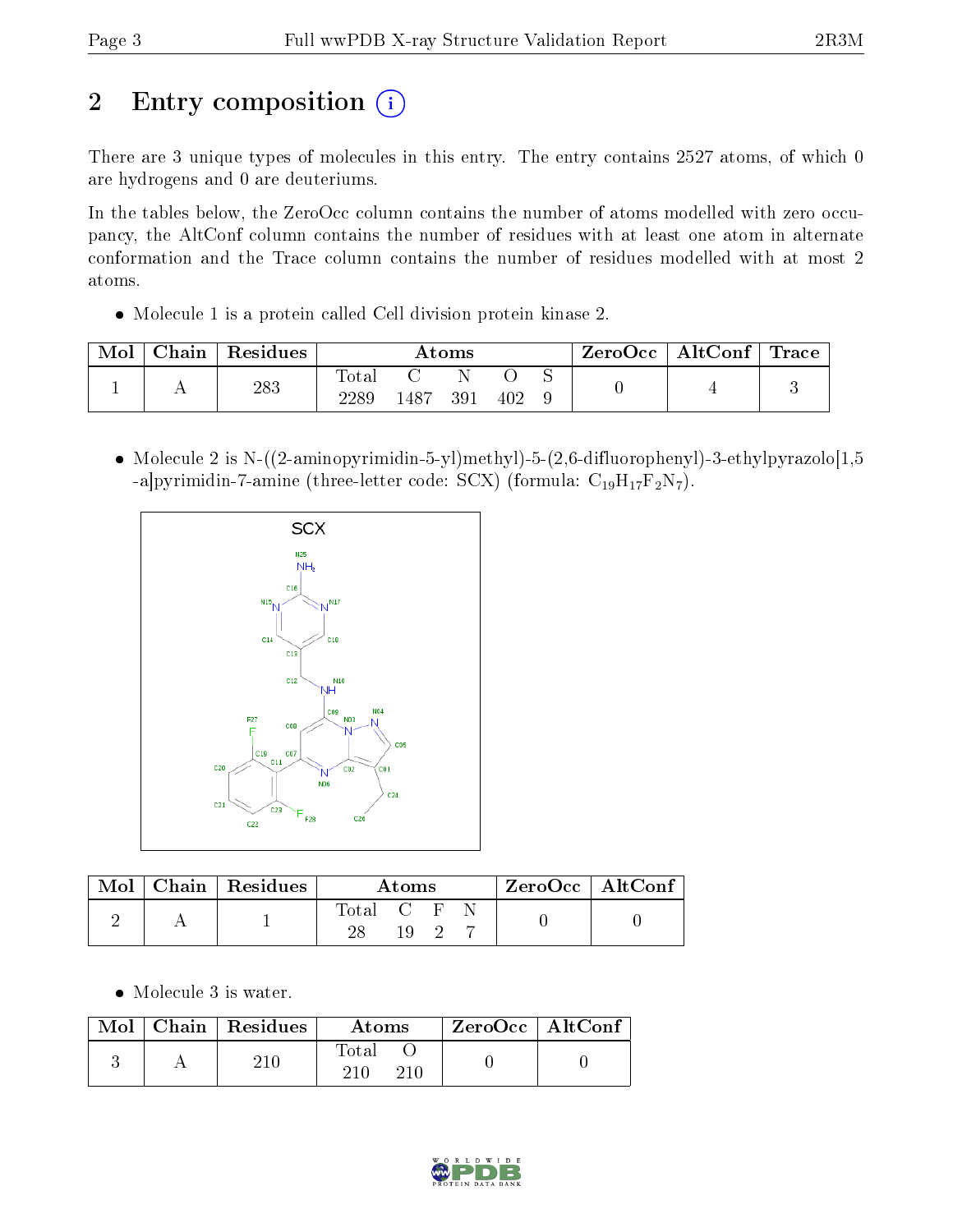# 2 Entry composition

There are 3 unique types of molecules in this entry. The entry contains 2527 atoms, of which 0 are hydrogens and 0 are deuteriums.

In the tables below, the ZeroOcc column contains the number of atoms modelled with zero occupancy, the AltConf column contains the number of residues with at least one atom in alternate conformation and the Trace column contains the number of residues modelled with at most 2 atoms.

- Molecule 1 is a protein called Cell division protein kinase 2.

| Mol | Chain | Residues | Atoms | | | | | ZeroOcc | AltConf | Trace |
|---|---|---|---|---|---|---|---|---|---|---|
| 1 | A | 283 | Total<br>2289 | C<br>1487 | N<br>391 | O<br>402 | S<br>9 | 0 | 4 | 3 |

- Molecule 2 is N-((2-aminopyrimidin-5-yl)methyl)-5-(2,6-difluorophenyl)-3-ethylpyrazolo[1,5-a]pyrimidin-7-amine (three-letter code: SCX) (formula: $C_{19}H_{17}F_2N_7$).

| Mol | Chain | Residues | Atoms | | | | ZeroOcc | AltConf |
|---|---|---|---|---|---|---|---|---|
| 2 | A | 1 | Total<br>28 | C<br>19 | F<br>2 | N<br>7 | 0 | 0 |

- Molecule 3 is water.

| Mol | Chain | Residues | Atoms | | ZeroOcc | AltConf |
|---|---|---|---|---|---|---|
| 3 | A | 210 | Total<br>210 | O<br>210 | 0 | 0 |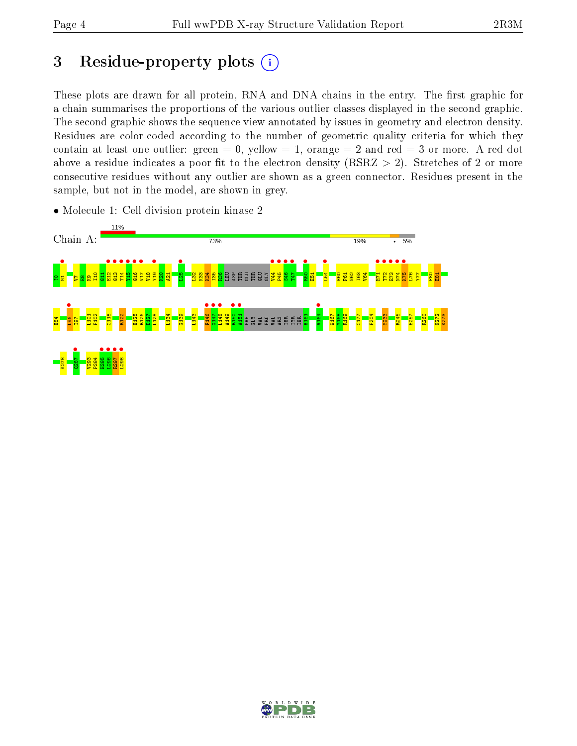# 3 Residue-property plots

These plots are drawn for all protein, RNA and DNA chains in the entry. The first graphic for a chain summarises the proportions of the various outlier classes displayed in the second graphic. The second graphic shows the sequence view annotated by issues in geometry and electron density. Residues are color-coded according to the number of geometric quality criteria for which they contain at least one outlier: green = 0, yellow = 1, orange = 2 and red = 3 or more. A red dot above a residue indicates a poor fit to the electron density (RSRZ > 2). Stretches of 2 or more consecutive residues without any outlier are shown as a green connector. Residues present in the sample, but not in the model, are shown in grey.

- Molecule 1: Cell division protein kinase 2

Chain A: 11% | 73% | 19% | • | 5%

?0 M1 V7 E8 K9 I10 G11 E12 G13 T14 Y15 G16 V17 V18 Y19 K20 A21 L25 L32 K33 K34 I35 R36 LEU ASP THR GLU THR GLU GLY V44 P45 S46 T47 R50 E51 L54 H60 P61 N62 I63 V64 H71 T72 E73 N74 K75 L76 Y77 F80 E81 H84 L96 T97 L101 P102 C118 R122 H125 R126 D127 L128 L134 G139 L143 F146 G147 L148 A149 R150 A151 PHE GLY VAL PRO VAL ARG THR TYR THR H161 V164 W167 Y168 R169 C177 P204 M233 R245 E257 R260 N272 K273 K278 Q287 V293 P294 H295 L296 R297 L298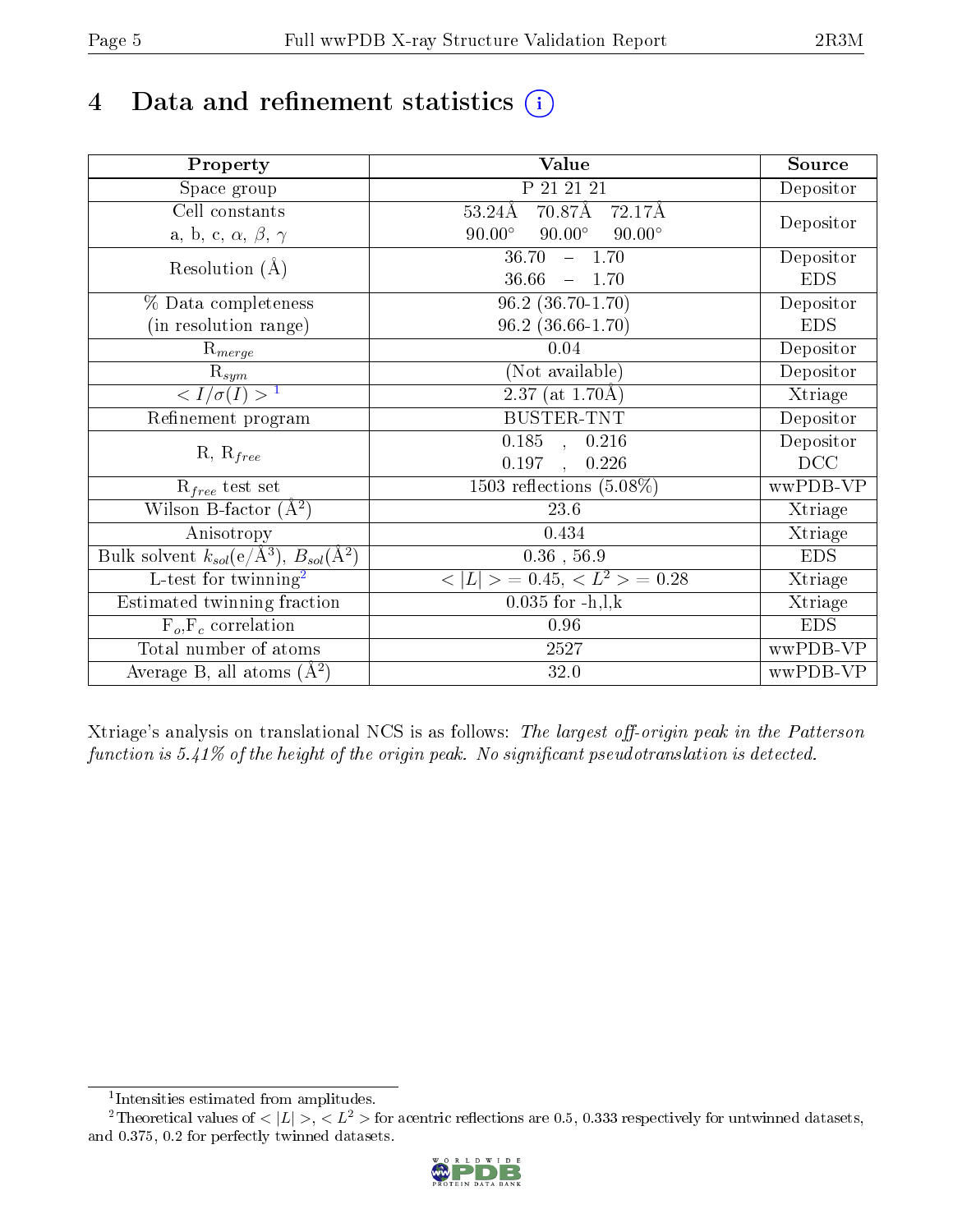# 4 Data and refinement statistics (i)

| Property | Value | Source |
|---|---|---|
| Space group | P 21 21 21 | Depositor |
| Cell constants<br>a, b, c, $\alpha$, $\beta$, $\gamma$ | 53.24Å 70.87Å 72.17Å<br>90.00° 90.00° 90.00° | Depositor |
| Resolution (Å) | 36.70 – 1.70<br>36.66 – 1.70 | Depositor<br>EDS |
| % Data completeness<br>(in resolution range) | 96.2 (36.70-1.70)<br>96.2 (36.66-1.70) | Depositor<br>EDS |
| $R_{merge}$ | 0.04 | Depositor |
| $R_{sym}$ | (Not available) | Depositor |
| $< I/\sigma(I) >$ [1] | 2.37 (at 1.70Å) | Xtriage |
| Refinement program | BUSTER-TNT | Depositor |
| R, $R_{free}$ | 0.185 , 0.216<br>0.197 , 0.226 | Depositor<br>DCC |
| $R_{free}$ test set | 1503 reflections (5.08%) | wwPDB-VP |
| Wilson B-factor (Å$^2$) | 23.6 | Xtriage |
| Anisotropy | 0.434 | Xtriage |
| Bulk solvent $k_{sol}$(e/Å$^3$), $B_{sol}$(Å$^2$) | 0.36 , 56.9 | EDS |
| L-test for twinning[2] | $< \|L\| >$ = 0.45, $< L^2 >$ = 0.28 | Xtriage |
| Estimated twinning fraction | 0.035 for -h,l,k | Xtriage |
| $F_o$,$F_c$ correlation | 0.96 | EDS |
| Total number of atoms | 2527 | wwPDB-VP |
| Average B, all atoms (Å$^2$) | 32.0 | wwPDB-VP |

Xtriage's analysis on translational NCS is as follows: *The largest off-origin peak in the Patterson function is 5.41% of the height of the origin peak. No significant pseudotranslation is detected.*

[1] Intensities estimated from amplitudes.

[2] Theoretical values of $< |L| >$, $< L^2 >$ for acentric reflections are 0.5, 0.333 respectively for untwinned datasets, and 0.375, 0.2 for perfectly twinned datasets.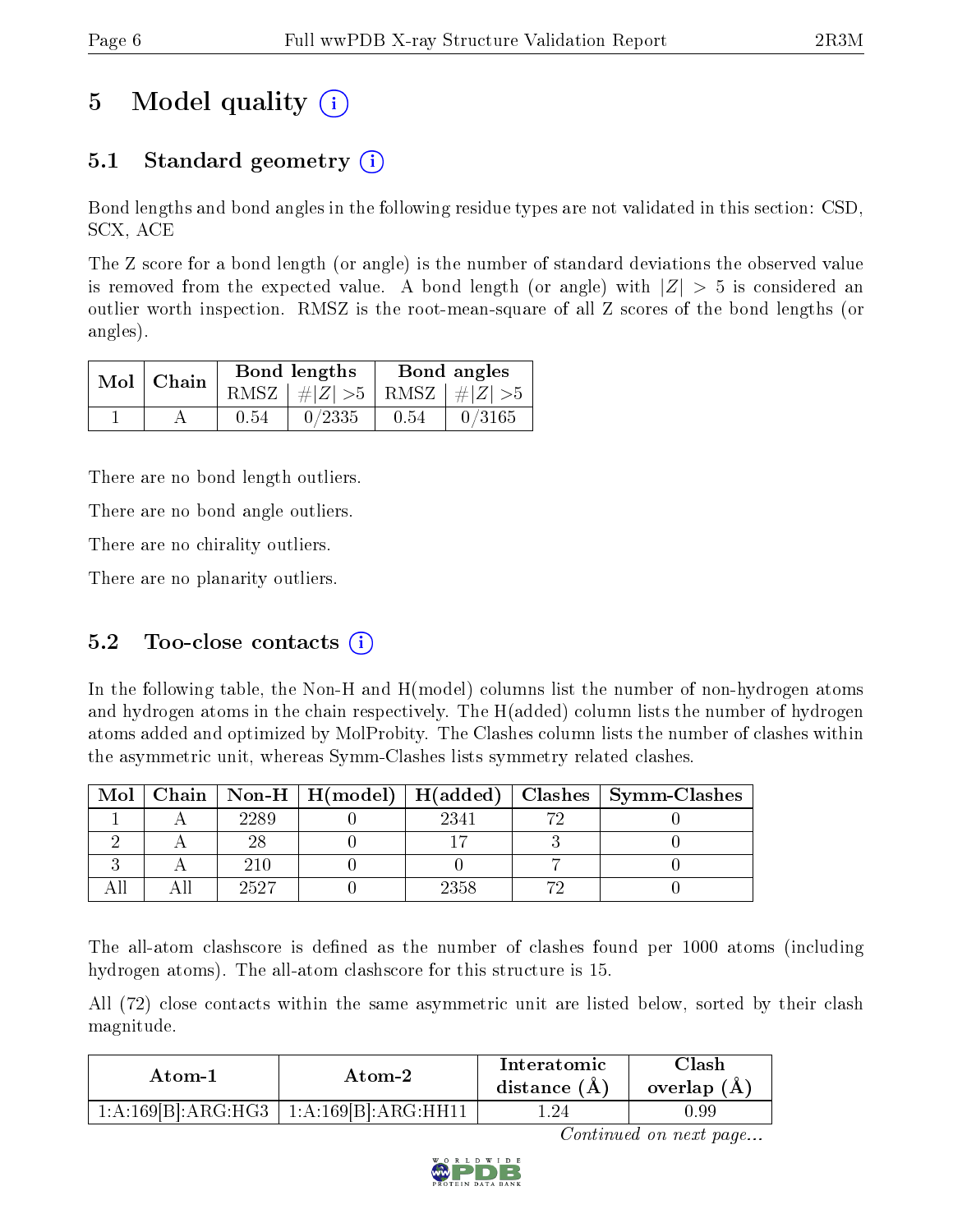# 5 Model quality

## 5.1 Standard geometry

Bond lengths and bond angles in the following residue types are not validated in this section: CSD, SCX, ACE

The Z score for a bond length (or angle) is the number of standard deviations the observed value is removed from the expected value. A bond length (or angle) with $|Z| > 5$ is considered an outlier worth inspection. RMSZ is the root-mean-square of all Z scores of the bond lengths (or angles).

| Mol | Chain | Bond lengths | | Bond angles | |
|---|---|---|---|---|---|
| | | RMSZ | #\|Z\| >5 | RMSZ | #\|Z\| >5 |
| 1 | A | 0.54 | 0/2335 | 0.54 | 0/3165 |

There are no bond length outliers.

There are no bond angle outliers.

There are no chirality outliers.

There are no planarity outliers.

## 5.2 Too-close contacts

In the following table, the Non-H and H(model) columns list the number of non-hydrogen atoms and hydrogen atoms in the chain respectively. The H(added) column lists the number of hydrogen atoms added and optimized by MolProbity. The Clashes column lists the number of clashes within the asymmetric unit, whereas Symm-Clashes lists symmetry related clashes.

| Mol | Chain | Non-H | H(model) | H(added) | Clashes | Symm-Clashes |
|---|---|---|---|---|---|---|
| 1 | A | 2289 | 0 | 2341 | 72 | 0 |
| 2 | A | 28 | 0 | 17 | 3 | 0 |
| 3 | A | 210 | 0 | 0 | 7 | 0 |
| All | All | 2527 | 0 | 2358 | 72 | 0 |

The all-atom clashscore is defined as the number of clashes found per 1000 atoms (including hydrogen atoms). The all-atom clashscore for this structure is 15.

All (72) close contacts within the same asymmetric unit are listed below, sorted by their clash magnitude.

| Atom-1 | Atom-2 | Interatomic distance (Å) | Clash overlap (Å) |
|---|---|---|---|
| 1:A:169[B]:ARG:HG3 | 1:A:169[B]:ARG:HH11 | 1.24 | 0.99 |

*Continued on next page...*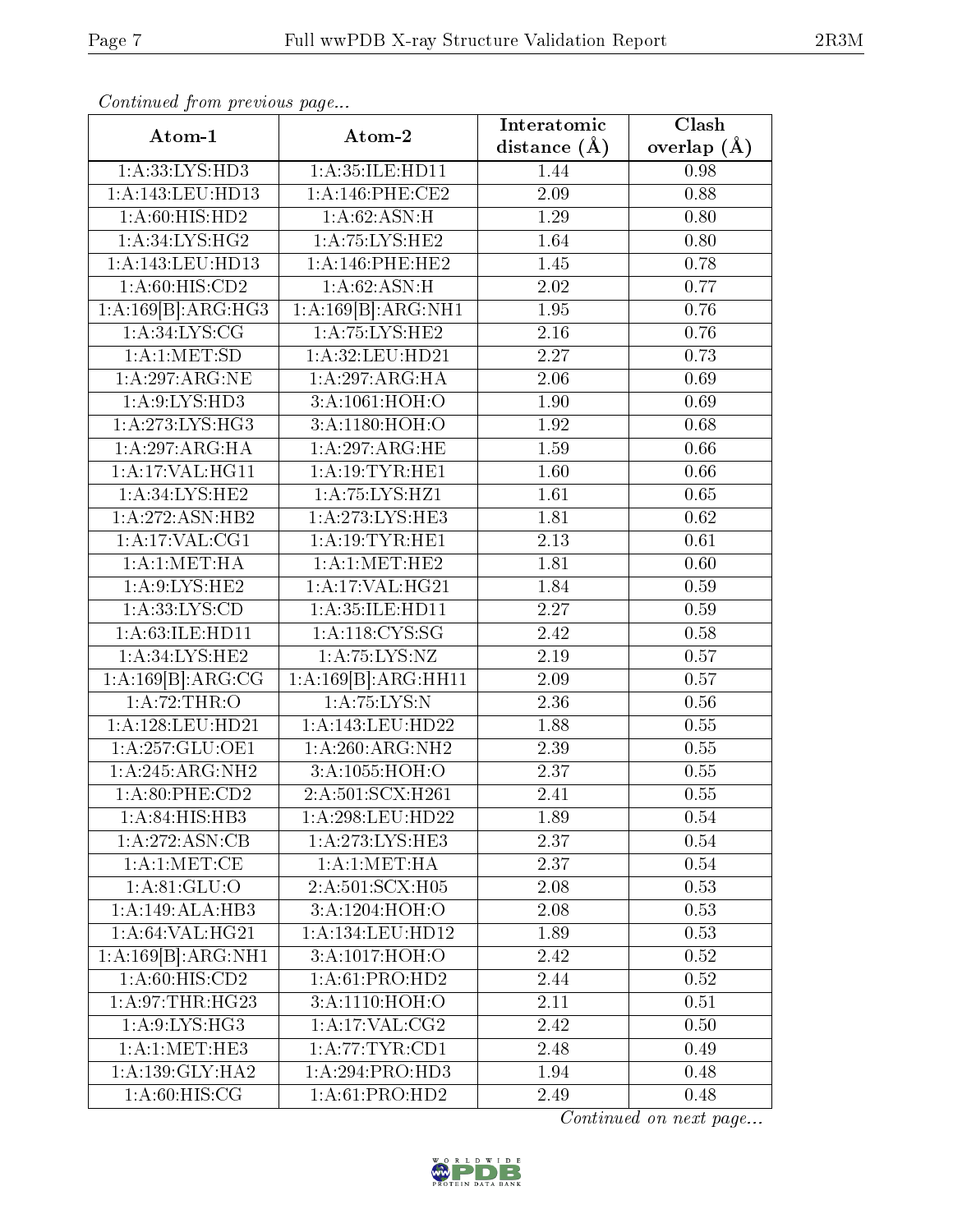*Continued from previous page...*

| Atom-1 | Atom-2 | Interatomic distance (Å) | Clash overlap (Å) |
|---|---|---|---|
| 1:A:33:LYS:HD3 | 1:A:35:ILE:HD11 | 1.44 | 0.98 |
| 1:A:143:LEU:HD13 | 1:A:146:PHE:CE2 | 2.09 | 0.88 |
| 1:A:60:HIS:HD2 | 1:A:62:ASN:H | 1.29 | 0.80 |
| 1:A:34:LYS:HG2 | 1:A:75:LYS:HE2 | 1.64 | 0.80 |
| 1:A:143:LEU:HD13 | 1:A:146:PHE:HE2 | 1.45 | 0.78 |
| 1:A:60:HIS:CD2 | 1:A:62:ASN:H | 2.02 | 0.77 |
| 1:A:169[B]:ARG:HG3 | 1:A:169[B]:ARG:NH1 | 1.95 | 0.76 |
| 1:A:34:LYS:CG | 1:A:75:LYS:HE2 | 2.16 | 0.76 |
| 1:A:1:MET:SD | 1:A:32:LEU:HD21 | 2.27 | 0.73 |
| 1:A:297:ARG:NE | 1:A:297:ARG:HA | 2.06 | 0.69 |
| 1:A:9:LYS:HD3 | 3:A:1061:HOH:O | 1.90 | 0.69 |
| 1:A:273:LYS:HG3 | 3:A:1180:HOH:O | 1.92 | 0.68 |
| 1:A:297:ARG:HA | 1:A:297:ARG:HE | 1.59 | 0.66 |
| 1:A:17:VAL:HG11 | 1:A:19:TYR:HE1 | 1.60 | 0.66 |
| 1:A:34:LYS:HE2 | 1:A:75:LYS:HZ1 | 1.61 | 0.65 |
| 1:A:272:ASN:HB2 | 1:A:273:LYS:HE3 | 1.81 | 0.62 |
| 1:A:17:VAL:CG1 | 1:A:19:TYR:HE1 | 2.13 | 0.61 |
| 1:A:1:MET:HA | 1:A:1:MET:HE2 | 1.81 | 0.60 |
| 1:A:9:LYS:HE2 | 1:A:17:VAL:HG21 | 1.84 | 0.59 |
| 1:A:33:LYS:CD | 1:A:35:ILE:HD11 | 2.27 | 0.59 |
| 1:A:63:ILE:HD11 | 1:A:118:CYS:SG | 2.42 | 0.58 |
| 1:A:34:LYS:HE2 | 1:A:75:LYS:NZ | 2.19 | 0.57 |
| 1:A:169[B]:ARG:CG | 1:A:169[B]:ARG:HH11 | 2.09 | 0.57 |
| 1:A:72:THR:O | 1:A:75:LYS:N | 2.36 | 0.56 |
| 1:A:128:LEU:HD21 | 1:A:143:LEU:HD22 | 1.88 | 0.55 |
| 1:A:257:GLU:OE1 | 1:A:260:ARG:NH2 | 2.39 | 0.55 |
| 1:A:245:ARG:NH2 | 3:A:1055:HOH:O | 2.37 | 0.55 |
| 1:A:80:PHE:CD2 | 2:A:501:SCX:H261 | 2.41 | 0.55 |
| 1:A:84:HIS:HB3 | 1:A:298:LEU:HD22 | 1.89 | 0.54 |
| 1:A:272:ASN:CB | 1:A:273:LYS:HE3 | 2.37 | 0.54 |
| 1:A:1:MET:CE | 1:A:1:MET:HA | 2.37 | 0.54 |
| 1:A:81:GLU:O | 2:A:501:SCX:H05 | 2.08 | 0.53 |
| 1:A:149:ALA:HB3 | 3:A:1204:HOH:O | 2.08 | 0.53 |
| 1:A:64:VAL:HG21 | 1:A:134:LEU:HD12 | 1.89 | 0.53 |
| 1:A:169[B]:ARG:NH1 | 3:A:1017:HOH:O | 2.42 | 0.52 |
| 1:A:60:HIS:CD2 | 1:A:61:PRO:HD2 | 2.44 | 0.52 |
| 1:A:97:THR:HG23 | 3:A:1110:HOH:O | 2.11 | 0.51 |
| 1:A:9:LYS:HG3 | 1:A:17:VAL:CG2 | 2.42 | 0.50 |
| 1:A:1:MET:HE3 | 1:A:77:TYR:CD1 | 2.48 | 0.49 |
| 1:A:139:GLY:HA2 | 1:A:294:PRO:HD3 | 1.94 | 0.48 |
| 1:A:60:HIS:CG | 1:A:61:PRO:HD2 | 2.49 | 0.48 |

*Continued on next page...*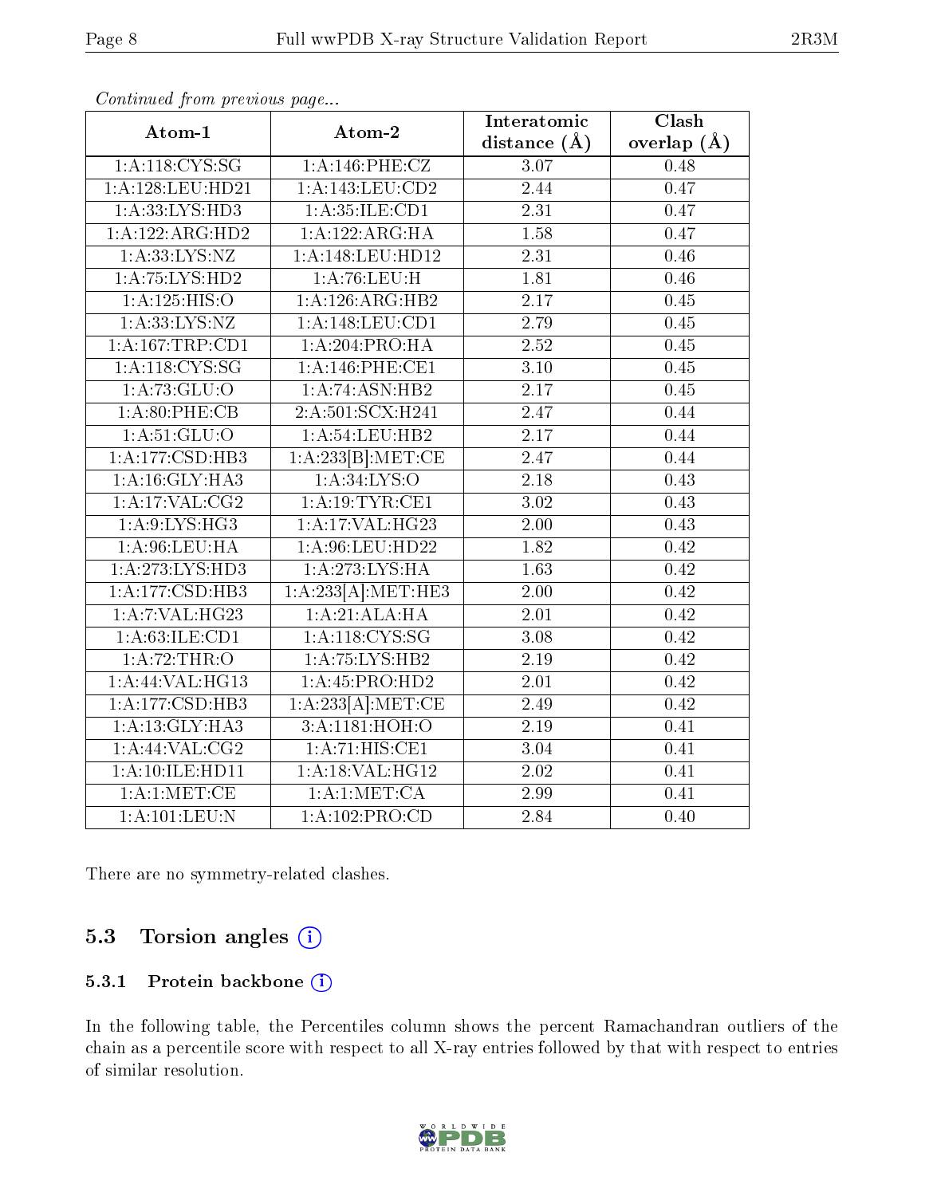*Continued from previous page...*

| Atom-1 | Atom-2 | Interatomic distance (Å) | Clash overlap (Å) |
|---|---|---|---|
| 1:A:118:CYS:SG | 1:A:146:PHE:CZ | 3.07 | 0.48 |
| 1:A:128:LEU:HD21 | 1:A:143:LEU:CD2 | 2.44 | 0.47 |
| 1:A:33:LYS:HD3 | 1:A:35:ILE:CD1 | 2.31 | 0.47 |
| 1:A:122:ARG:HD2 | 1:A:122:ARG:HA | 1.58 | 0.47 |
| 1:A:33:LYS:NZ | 1:A:148:LEU:HD12 | 2.31 | 0.46 |
| 1:A:75:LYS:HD2 | 1:A:76:LEU:H | 1.81 | 0.46 |
| 1:A:125:HIS:O | 1:A:126:ARG:HB2 | 2.17 | 0.45 |
| 1:A:33:LYS:NZ | 1:A:148:LEU:CD1 | 2.79 | 0.45 |
| 1:A:167:TRP:CD1 | 1:A:204:PRO:HA | 2.52 | 0.45 |
| 1:A:118:CYS:SG | 1:A:146:PHE:CE1 | 3.10 | 0.45 |
| 1:A:73:GLU:O | 1:A:74:ASN:HB2 | 2.17 | 0.45 |
| 1:A:80:PHE:CB | 2:A:501:SCX:H241 | 2.47 | 0.44 |
| 1:A:51:GLU:O | 1:A:54:LEU:HB2 | 2.17 | 0.44 |
| 1:A:177:CSD:HB3 | 1:A:233[B]:MET:CE | 2.47 | 0.44 |
| 1:A:16:GLY:HA3 | 1:A:34:LYS:O | 2.18 | 0.43 |
| 1:A:17:VAL:CG2 | 1:A:19:TYR:CE1 | 3.02 | 0.43 |
| 1:A:9:LYS:HG3 | 1:A:17:VAL:HG23 | 2.00 | 0.43 |
| 1:A:96:LEU:HA | 1:A:96:LEU:HD22 | 1.82 | 0.42 |
| 1:A:273:LYS:HD3 | 1:A:273:LYS:HA | 1.63 | 0.42 |
| 1:A:177:CSD:HB3 | 1:A:233[A]:MET:HE3 | 2.00 | 0.42 |
| 1:A:7:VAL:HG23 | 1:A:21:ALA:HA | 2.01 | 0.42 |
| 1:A:63:ILE:CD1 | 1:A:118:CYS:SG | 3.08 | 0.42 |
| 1:A:72:THR:O | 1:A:75:LYS:HB2 | 2.19 | 0.42 |
| 1:A:44:VAL:HG13 | 1:A:45:PRO:HD2 | 2.01 | 0.42 |
| 1:A:177:CSD:HB3 | 1:A:233[A]:MET:CE | 2.49 | 0.42 |
| 1:A:13:GLY:HA3 | 3:A:1181:HOH:O | 2.19 | 0.41 |
| 1:A:44:VAL:CG2 | 1:A:71:HIS:CE1 | 3.04 | 0.41 |
| 1:A:10:ILE:HD11 | 1:A:18:VAL:HG12 | 2.02 | 0.41 |
| 1:A:1:MET:CE | 1:A:1:MET:CA | 2.99 | 0.41 |
| 1:A:101:LEU:N | 1:A:102:PRO:CD | 2.84 | 0.40 |

There are no symmetry-related clashes.

## 5.3 Torsion angles

### 5.3.1 Protein backbone

In the following table, the Percentiles column shows the percent Ramachandran outliers of the chain as a percentile score with respect to all X-ray entries followed by that with respect to entries of similar resolution.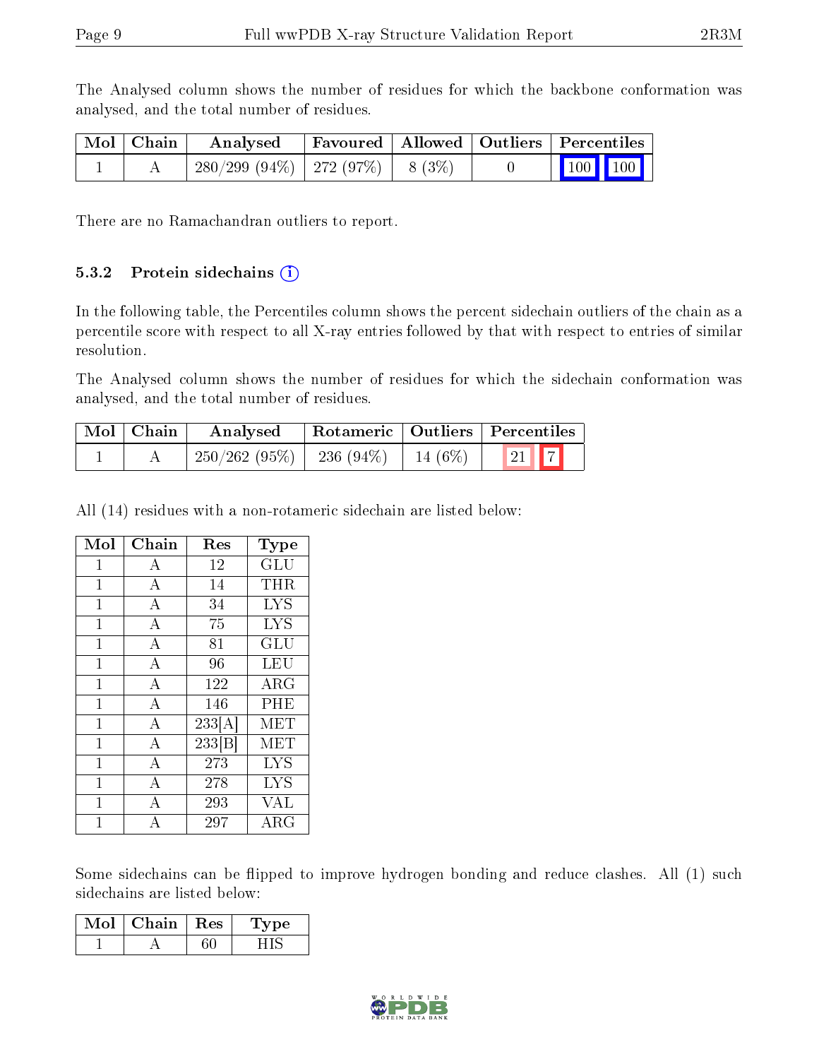The Analysed column shows the number of residues for which the backbone conformation was analysed, and the total number of residues.

| Mol | Chain | Analysed | Favoured | Allowed | Outliers | Percentiles | |
|---|---|---|---|---|---|---|---|
| 1 | A | 280/299 (94%) | 272 (97%) | 8 (3%) | 0 | 100 | 100 |

There are no Ramachandran outliers to report.

### 5.3.2 Protein sidechains (i)

In the following table, the Percentiles column shows the percent sidechain outliers of the chain as a percentile score with respect to all X-ray entries followed by that with respect to entries of similar resolution.

The Analysed column shows the number of residues for which the sidechain conformation was analysed, and the total number of residues.

| Mol | Chain | Analysed | Rotameric | Outliers | Percentiles | |
|---|---|---|---|---|---|---|
| 1 | A | 250/262 (95%) | 236 (94%) | 14 (6%) | 21 | 7 |

All (14) residues with a non-rotameric sidechain are listed below:

| Mol | Chain | Res | Type |
|---|---|---|---|
| 1 | A | 12 | GLU |
| 1 | A | 14 | THR |
| 1 | A | 34 | LYS |
| 1 | A | 75 | LYS |
| 1 | A | 81 | GLU |
| 1 | A | 96 | LEU |
| 1 | A | 122 | ARG |
| 1 | A | 146 | PHE |
| 1 | A | 233[A] | MET |
| 1 | A | 233[B] | MET |
| 1 | A | 273 | LYS |
| 1 | A | 278 | LYS |
| 1 | A | 293 | VAL |
| 1 | A | 297 | ARG |

Some sidechains can be flipped to improve hydrogen bonding and reduce clashes. All (1) such sidechains are listed below:

| Mol | Chain | Res | Type |
|---|---|---|---|
| 1 | A | 60 | HIS |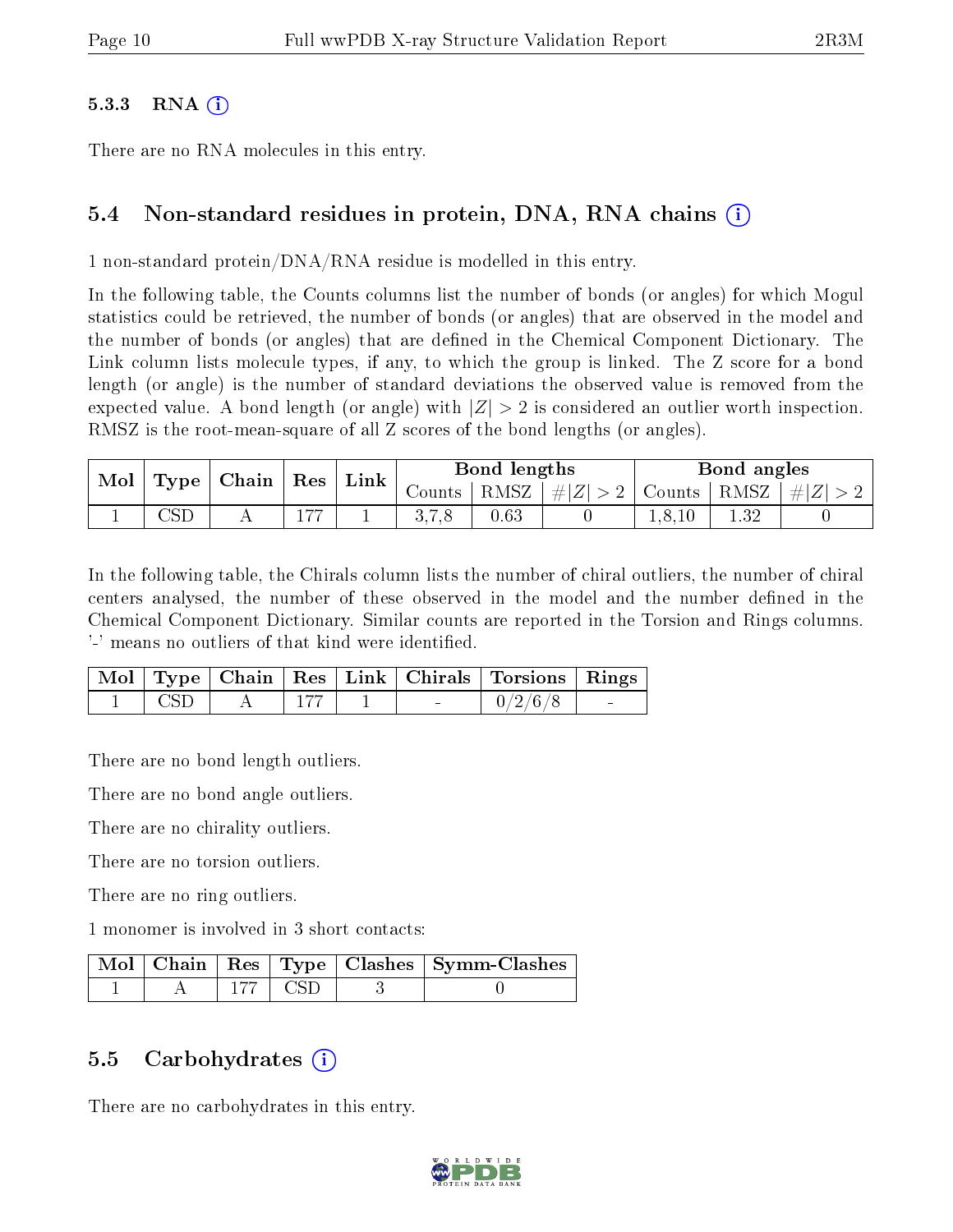### 5.3.3 RNA ⓘ

There are no RNA molecules in this entry.

## 5.4 Non-standard residues in protein, DNA, RNA chains ⓘ

1 non-standard protein/DNA/RNA residue is modelled in this entry.

In the following table, the Counts columns list the number of bonds (or angles) for which Mogul statistics could be retrieved, the number of bonds (or angles) that are observed in the model and the number of bonds (or angles) that are defined in the Chemical Component Dictionary. The Link column lists molecule types, if any, to which the group is linked. The Z score for a bond length (or angle) is the number of standard deviations the observed value is removed from the expected value. A bond length (or angle) with $|Z| > 2$ is considered an outlier worth inspection. RMSZ is the root-mean-square of all Z scores of the bond lengths (or angles).

| Mol | Type | Chain | Res | Link | Bond lengths | | | Bond angles | | |
|---|---|---|---|---|---|---|---|---|---|---|
| | | | | | Counts | RMSZ | $\#\|Z\| > 2$ | Counts | RMSZ | $\#\|Z\| > 2$ |
| 1 | CSD | A | 177 | 1 | 3,7,8 | 0.63 | 0 | 1,8,10 | 1.32 | 0 |

In the following table, the Chirals column lists the number of chiral outliers, the number of chiral centers analysed, the number of these observed in the model and the number defined in the Chemical Component Dictionary. Similar counts are reported in the Torsion and Rings columns. '-' means no outliers of that kind were identified.

| Mol | Type | Chain | Res | Link | Chirals | Torsions | Rings |
|---|---|---|---|---|---|---|---|
| 1 | CSD | A | 177 | 1 | - | 0/2/6/8 | - |

There are no bond length outliers.

There are no bond angle outliers.

There are no chirality outliers.

There are no torsion outliers.

There are no ring outliers.

1 monomer is involved in 3 short contacts:

| Mol | Chain | Res | Type | Clashes | Symm-Clashes |
|---|---|---|---|---|---|
| 1 | A | 177 | CSD | 3 | 0 |

## 5.5 Carbohydrates ⓘ

There are no carbohydrates in this entry.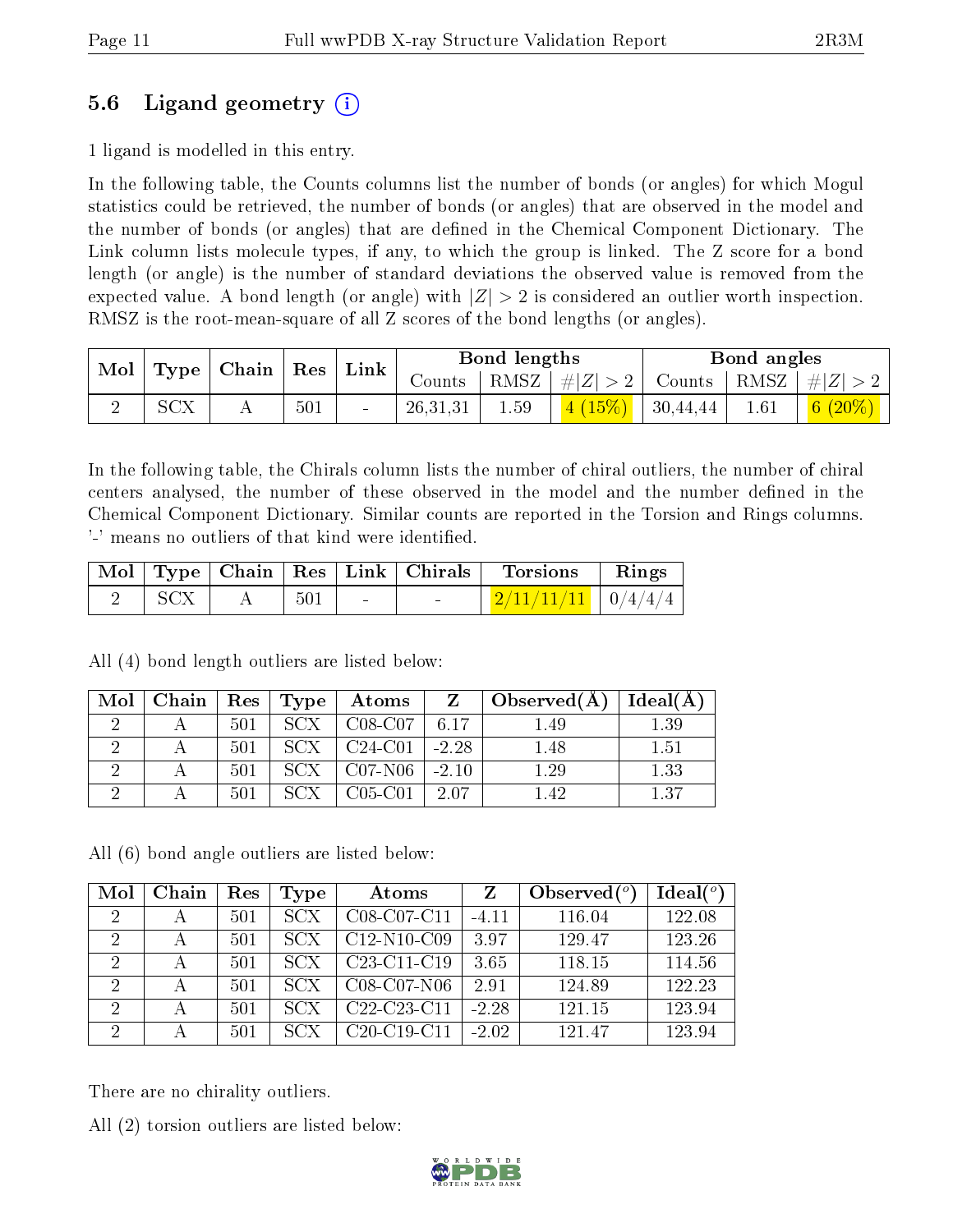## 5.6 Ligand geometry (i)

1 ligand is modelled in this entry.

In the following table, the Counts columns list the number of bonds (or angles) for which Mogul statistics could be retrieved, the number of bonds (or angles) that are observed in the model and the number of bonds (or angles) that are defined in the Chemical Component Dictionary. The Link column lists molecule types, if any, to which the group is linked. The Z score for a bond length (or angle) is the number of standard deviations the observed value is removed from the expected value. A bond length (or angle) with $|Z| > 2$ is considered an outlier worth inspection. RMSZ is the root-mean-square of all Z scores of the bond lengths (or angles).

| Mol | Type | Chain | Res | Link | Bond lengths | | | Bond angles | | |
|---|---|---|---|---|---|---|---|---|---|---|
| | | | | | Counts | RMSZ | $\#\|Z\| > 2$ | Counts | RMSZ | $\#\|Z\| > 2$ |
| 2 | SCX | A | 501 | - | 26,31,31 | 1.59 | 4 (15%) | 30,44,44 | 1.61 | 6 (20%) |

In the following table, the Chirals column lists the number of chiral outliers, the number of chiral centers analysed, the number of these observed in the model and the number defined in the Chemical Component Dictionary. Similar counts are reported in the Torsion and Rings columns. '-' means no outliers of that kind were identified.

| Mol | Type | Chain | Res | Link | Chirals | Torsions | Rings |
|---|---|---|---|---|---|---|---|
| 2 | SCX | A | 501 | - | - | 2/11/11/11 | 0/4/4/4 |

All (4) bond length outliers are listed below:

| Mol | Chain | Res | Type | Atoms | Z | Observed(Å) | Ideal(Å) |
|---|---|---|---|---|---|---|---|
| 2 | A | 501 | SCX | C08-C07 | 6.17 | 1.49 | 1.39 |
| 2 | A | 501 | SCX | C24-C01 | -2.28 | 1.48 | 1.51 |
| 2 | A | 501 | SCX | C07-N06 | -2.10 | 1.29 | 1.33 |
| 2 | A | 501 | SCX | C05-C01 | 2.07 | 1.42 | 1.37 |

All (6) bond angle outliers are listed below:

| Mol | Chain | Res | Type | Atoms | Z | Observed($^o$) | Ideal($^o$) |
|---|---|---|---|---|---|---|---|
| 2 | A | 501 | SCX | C08-C07-C11 | -4.11 | 116.04 | 122.08 |
| 2 | A | 501 | SCX | C12-N10-C09 | 3.97 | 129.47 | 123.26 |
| 2 | A | 501 | SCX | C23-C11-C19 | 3.65 | 118.15 | 114.56 |
| 2 | A | 501 | SCX | C08-C07-N06 | 2.91 | 124.89 | 122.23 |
| 2 | A | 501 | SCX | C22-C23-C11 | -2.28 | 121.15 | 123.94 |
| 2 | A | 501 | SCX | C20-C19-C11 | -2.02 | 121.47 | 123.94 |

There are no chirality outliers.

All (2) torsion outliers are listed below: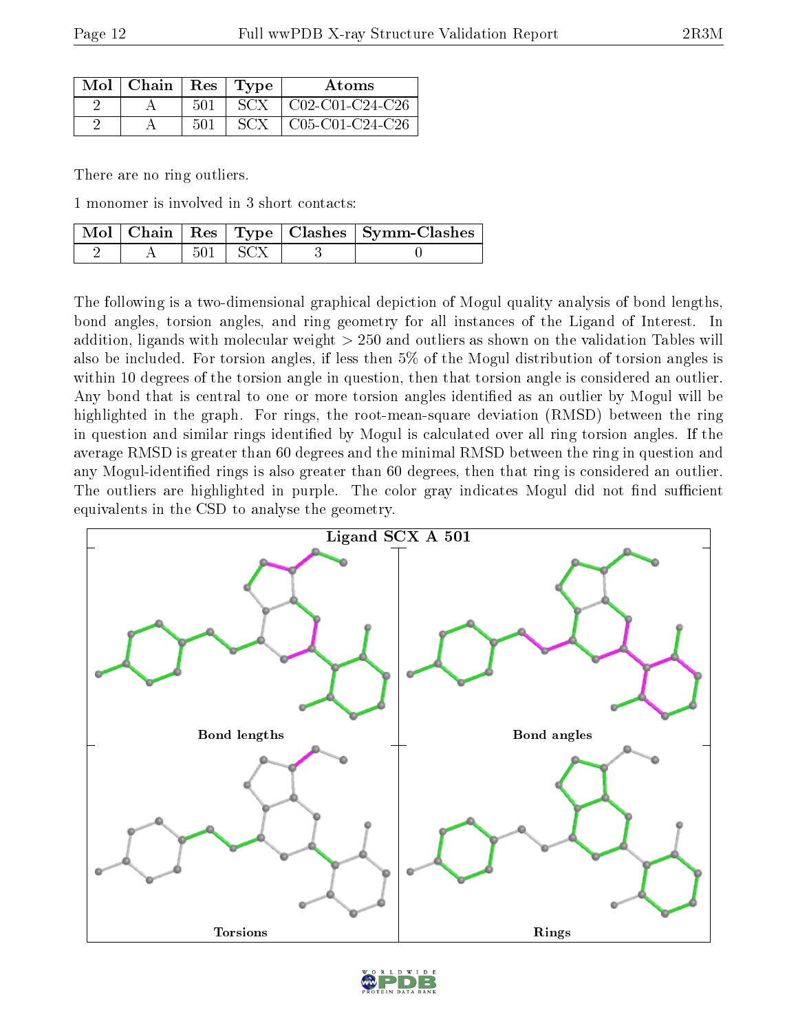| Mol | Chain | Res | Type | Atoms |
|---|---|---|---|---|
| 2 | A | 501 | SCX | C02-C01-C24-C26 |
| 2 | A | 501 | SCX | C05-C01-C24-C26 |

There are no ring outliers.

1 monomer is involved in 3 short contacts:

| Mol | Chain | Res | Type | Clashes | Symm-Clashes |
|---|---|---|---|---|---|
| 2 | A | 501 | SCX | 3 | 0 |

The following is a two-dimensional graphical depiction of Mogul quality analysis of bond lengths, bond angles, torsion angles, and ring geometry for all instances of the Ligand of Interest. In addition, ligands with molecular weight > 250 and outliers as shown on the validation Tables will also be included. For torsion angles, if less then 5% of the Mogul distribution of torsion angles is within 10 degrees of the torsion angle in question, then that torsion angle is considered an outlier. Any bond that is central to one or more torsion angles identified as an outlier by Mogul will be highlighted in the graph. For rings, the root-mean-square deviation (RMSD) between the ring in question and similar rings identified by Mogul is calculated over all ring torsion angles. If the average RMSD is greater than 60 degrees and the minimal RMSD between the ring in question and any Mogul-identified rings is also greater than 60 degrees, then that ring is considered an outlier. The outliers are highlighted in purple. The color gray indicates Mogul did not find sufficient equivalents in the CSD to analyse the geometry.

Ligand SCX A 501

Bond lengths | Bond angles | Torsions | Rings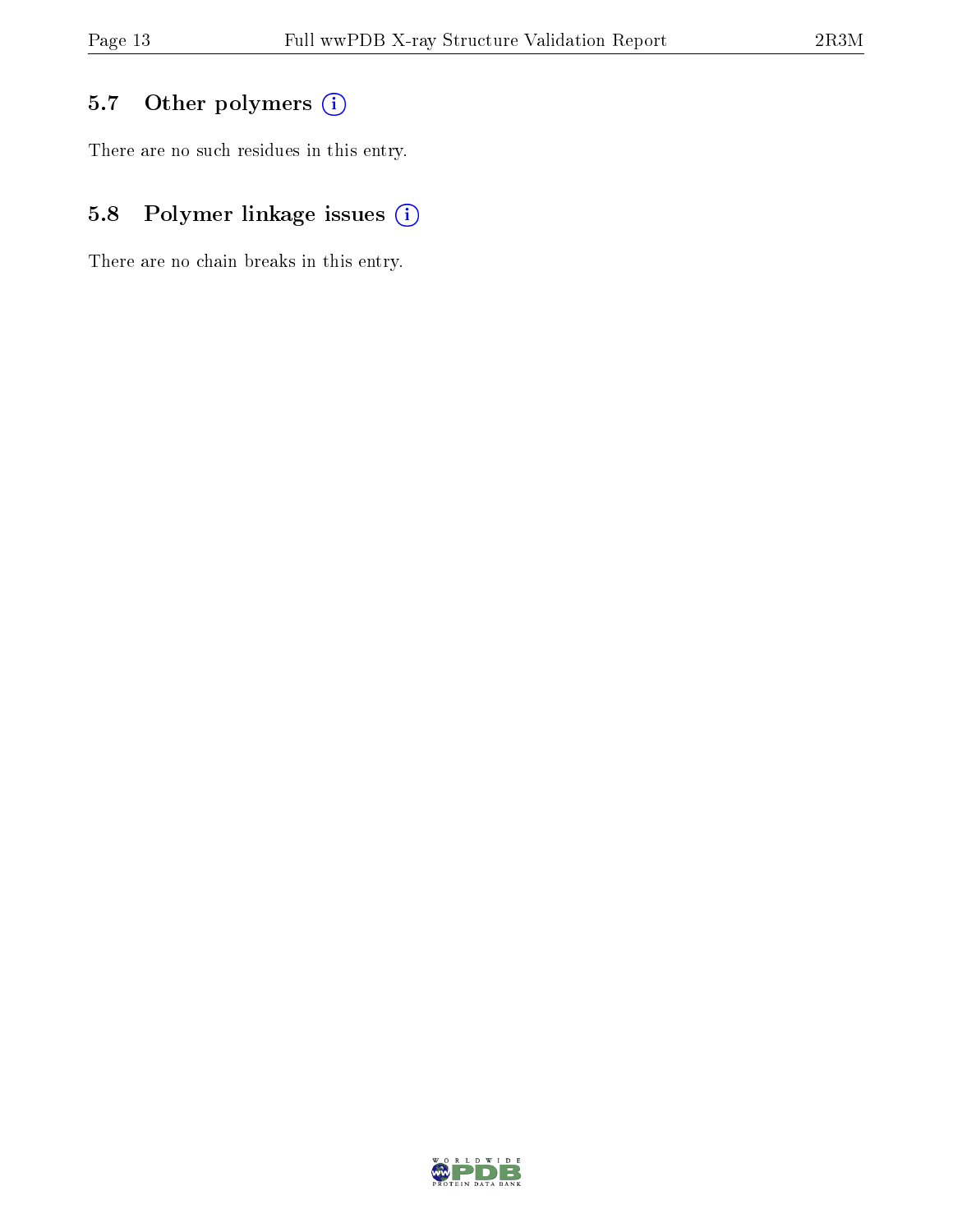### 5.7 Other polymers

There are no such residues in this entry.

### 5.8 Polymer linkage issues

There are no chain breaks in this entry.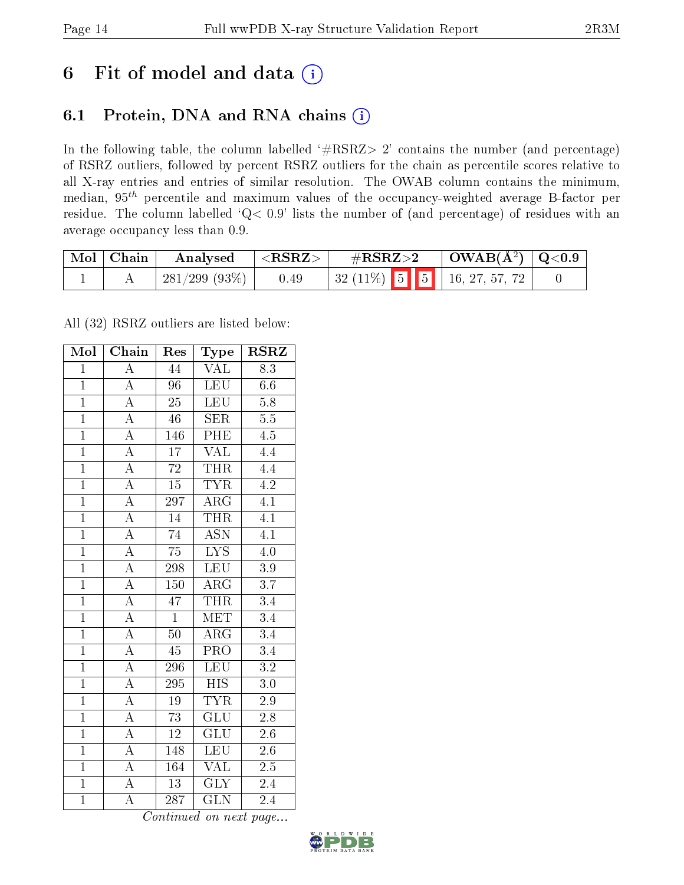# 6 Fit of model and data (i)

## 6.1 Protein, DNA and RNA chains (i)

In the following table, the column labelled '#RSRZ> 2' contains the number (and percentage) of RSRZ outliers, followed by percent RSRZ outliers for the chain as percentile scores relative to all X-ray entries and entries of similar resolution. The OWAB column contains the minimum, median, $95^{th}$ percentile and maximum values of the occupancy-weighted average B-factor per residue. The column labelled 'Q< 0.9' lists the number of (and percentage) of residues with an average occupancy less than 0.9.

| Mol | Chain | Analysed | <RSRZ> | #RSRZ>2 | OWAB(Å$^2$) | Q<0.9 |
|---|---|---|---|---|---|---|
| 1 | A | 281/299 (93%) | 0.49 | 32 (11%) 5 5 | 16, 27, 57, 72 | 0 |

All (32) RSRZ outliers are listed below:

| Mol | Chain | Res | Type | RSRZ |
|---|---|---|---|---|
| 1 | A | 44 | VAL | 8.3 |
| 1 | A | 96 | LEU | 6.6 |
| 1 | A | 25 | LEU | 5.8 |
| 1 | A | 46 | SER | 5.5 |
| 1 | A | 146 | PHE | 4.5 |
| 1 | A | 17 | VAL | 4.4 |
| 1 | A | 72 | THR | 4.4 |
| 1 | A | 15 | TYR | 4.2 |
| 1 | A | 297 | ARG | 4.1 |
| 1 | A | 14 | THR | 4.1 |
| 1 | A | 74 | ASN | 4.1 |
| 1 | A | 75 | LYS | 4.0 |
| 1 | A | 298 | LEU | 3.9 |
| 1 | A | 150 | ARG | 3.7 |
| 1 | A | 47 | THR | 3.4 |
| 1 | A | 1 | MET | 3.4 |
| 1 | A | 50 | ARG | 3.4 |
| 1 | A | 45 | PRO | 3.4 |
| 1 | A | 296 | LEU | 3.2 |
| 1 | A | 295 | HIS | 3.0 |
| 1 | A | 19 | TYR | 2.9 |
| 1 | A | 73 | GLU | 2.8 |
| 1 | A | 12 | GLU | 2.6 |
| 1 | A | 148 | LEU | 2.6 |
| 1 | A | 164 | VAL | 2.5 |
| 1 | A | 13 | GLY | 2.4 |
| 1 | A | 287 | GLN | 2.4 |

*Continued on next page...*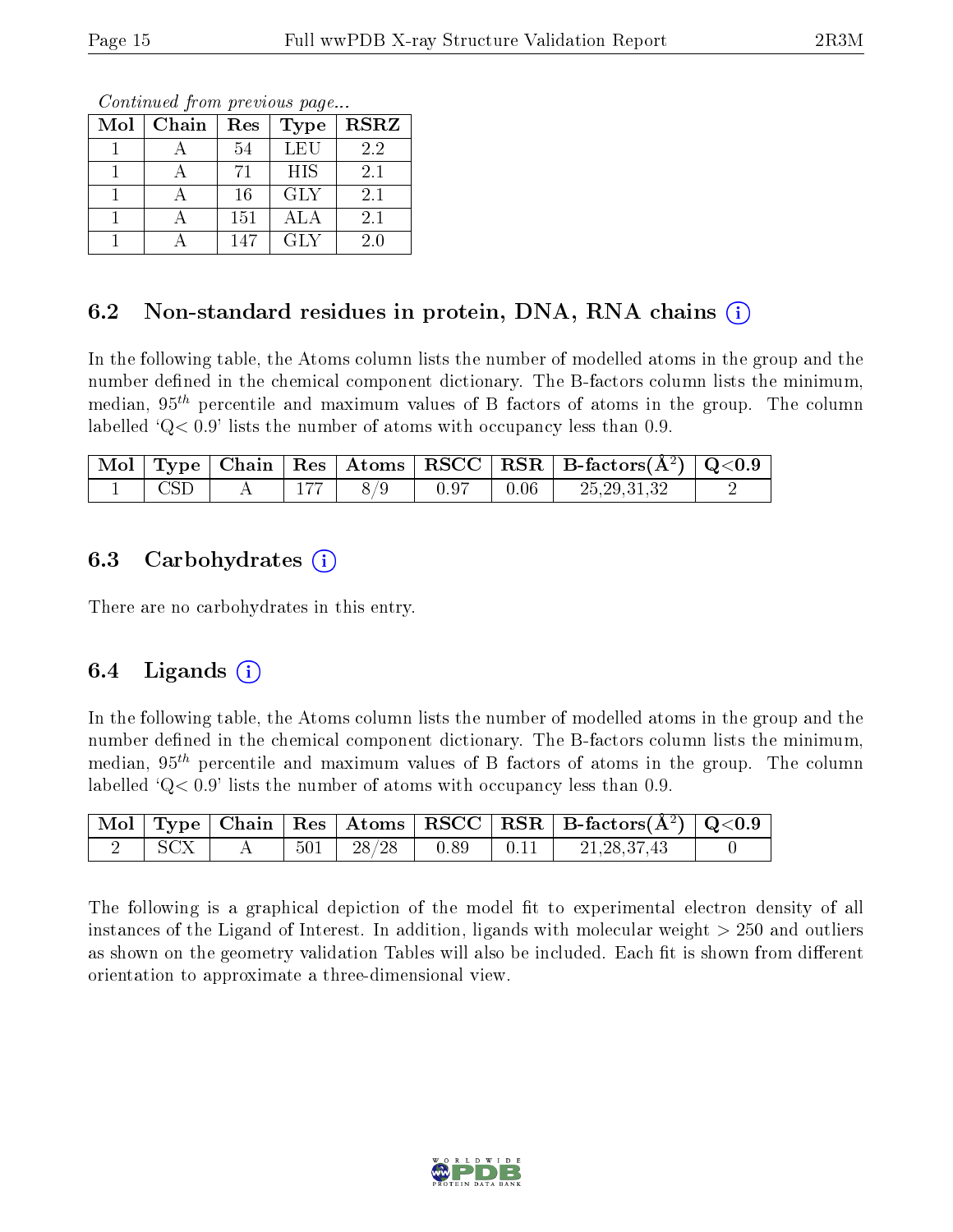*Continued from previous page...*

| Mol | Chain | Res | Type | RSRZ |
|---|---|---|---|---|
| 1 | A | 54 | LEU | 2.2 |
| 1 | A | 71 | HIS | 2.1 |
| 1 | A | 16 | GLY | 2.1 |
| 1 | A | 151 | ALA | 2.1 |
| 1 | A | 147 | GLY | 2.0 |

## 6.2 Non-standard residues in protein, DNA, RNA chains (i)

In the following table, the Atoms column lists the number of modelled atoms in the group and the number defined in the chemical component dictionary. The B-factors column lists the minimum, median, $95^{th}$ percentile and maximum values of B factors of atoms in the group. The column labelled 'Q< 0.9' lists the number of atoms with occupancy less than 0.9.

| Mol | Type | Chain | Res | Atoms | RSCC | RSR | B-factors($Å^2$) | Q<0.9 |
|---|---|---|---|---|---|---|---|---|
| 1 | CSD | A | 177 | 8/9 | 0.97 | 0.06 | 25,29,31,32 | 2 |

## 6.3 Carbohydrates (i)

There are no carbohydrates in this entry.

## 6.4 Ligands (i)

In the following table, the Atoms column lists the number of modelled atoms in the group and the number defined in the chemical component dictionary. The B-factors column lists the minimum, median, $95^{th}$ percentile and maximum values of B factors of atoms in the group. The column labelled 'Q< 0.9' lists the number of atoms with occupancy less than 0.9.

| Mol | Type | Chain | Res | Atoms | RSCC | RSR | B-factors($Å^2$) | Q<0.9 |
|---|---|---|---|---|---|---|---|---|
| 2 | SCX | A | 501 | 28/28 | 0.89 | 0.11 | 21,28,37,43 | 0 |

The following is a graphical depiction of the model fit to experimental electron density of all instances of the Ligand of Interest. In addition, ligands with molecular weight > 250 and outliers as shown on the geometry validation Tables will also be included. Each fit is shown from different orientation to approximate a three-dimensional view.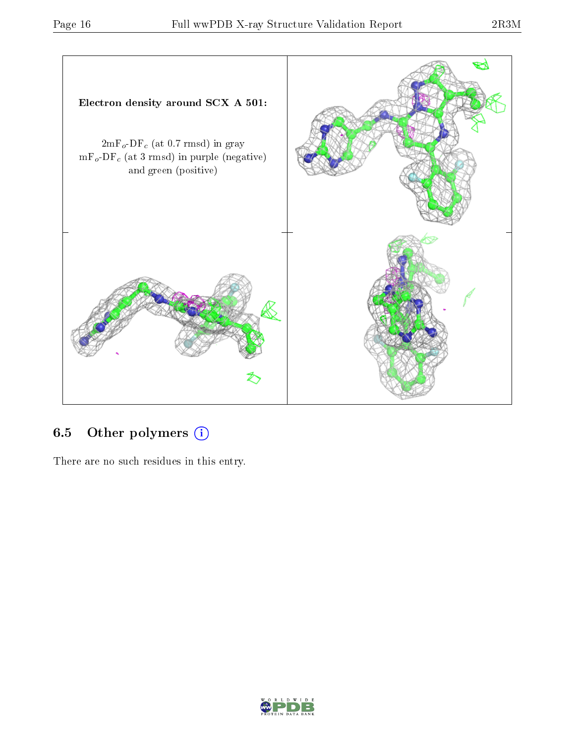**Electron density around SCX A 501:**

$2mF_o$-$DF_c$ (at 0.7 rmsd) in gray
$mF_o$-$DF_c$ (at 3 rmsd) in purple (negative) and green (positive)

## 6.5 Other polymers

There are no such residues in this entry.